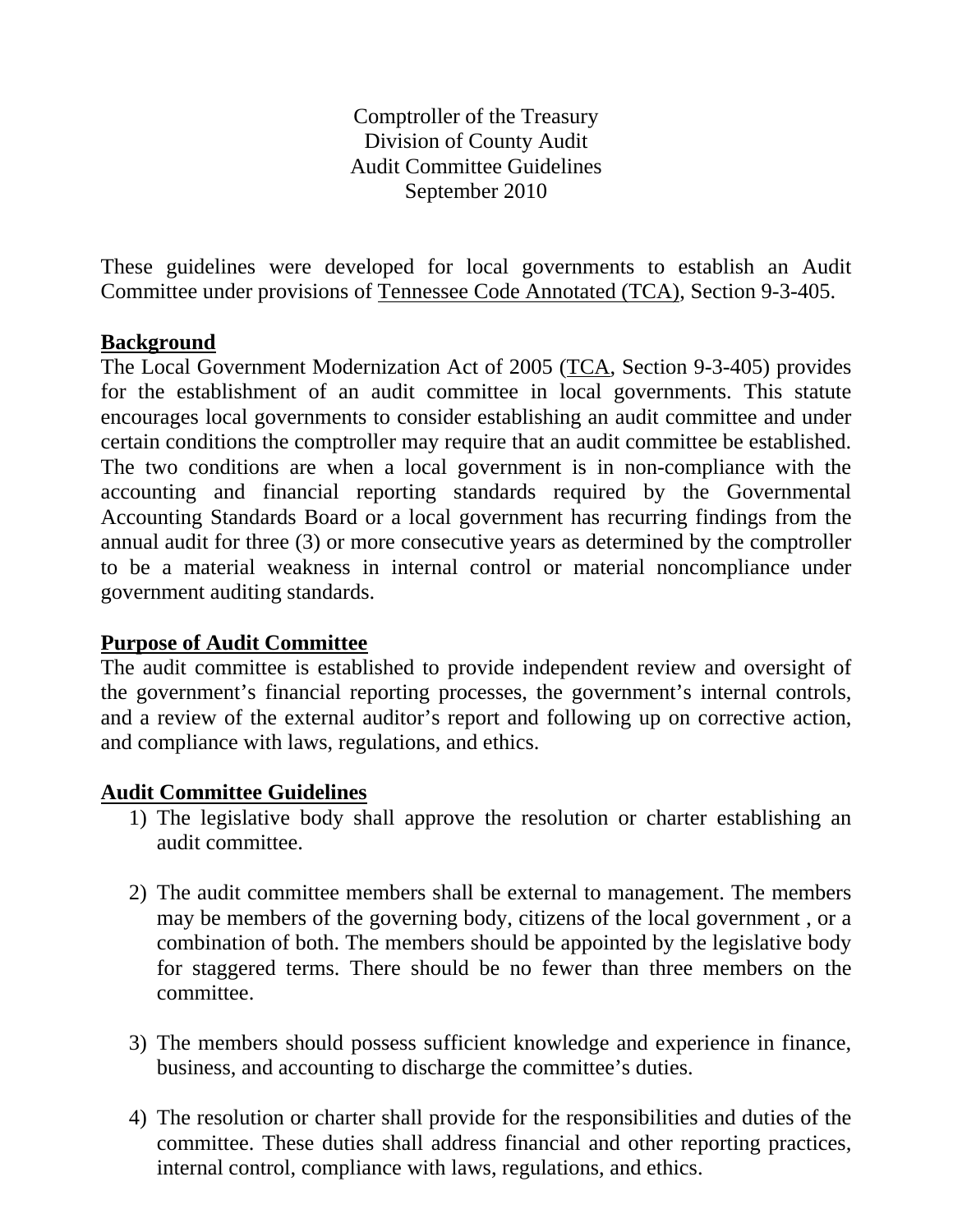Comptroller of the Treasury
Division of County Audit
Audit Committee Guidelines
September 2010

These guidelines were developed for local governments to establish an Audit Committee under provisions of Tennessee Code Annotated (TCA), Section 9-3-405.

## Background

The Local Government Modernization Act of 2005 (TCA, Section 9-3-405) provides for the establishment of an audit committee in local governments. This statute encourages local governments to consider establishing an audit committee and under certain conditions the comptroller may require that an audit committee be established. The two conditions are when a local government is in non-compliance with the accounting and financial reporting standards required by the Governmental Accounting Standards Board or a local government has recurring findings from the annual audit for three (3) or more consecutive years as determined by the comptroller to be a material weakness in internal control or material noncompliance under government auditing standards.

## Purpose of Audit Committee

The audit committee is established to provide independent review and oversight of the government's financial reporting processes, the government's internal controls, and a review of the external auditor's report and following up on corrective action, and compliance with laws, regulations, and ethics.

## Audit Committee Guidelines

1) The legislative body shall approve the resolution or charter establishing an audit committee.

2) The audit committee members shall be external to management. The members may be members of the governing body, citizens of the local government , or a combination of both. The members should be appointed by the legislative body for staggered terms. There should be no fewer than three members on the committee.

3) The members should possess sufficient knowledge and experience in finance, business, and accounting to discharge the committee's duties.

4) The resolution or charter shall provide for the responsibilities and duties of the committee. These duties shall address financial and other reporting practices, internal control, compliance with laws, regulations, and ethics.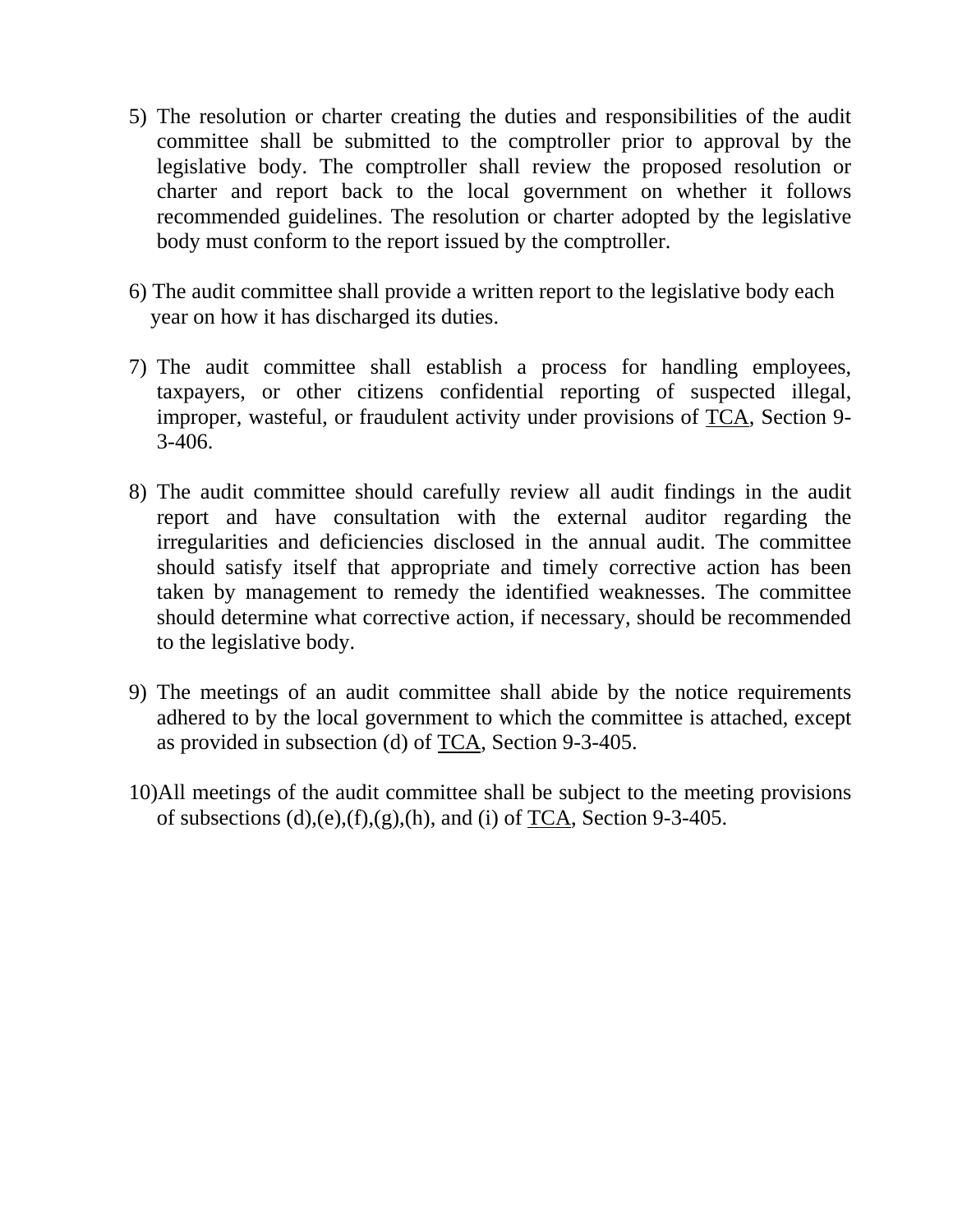5) The resolution or charter creating the duties and responsibilities of the audit committee shall be submitted to the comptroller prior to approval by the legislative body. The comptroller shall review the proposed resolution or charter and report back to the local government on whether it follows recommended guidelines. The resolution or charter adopted by the legislative body must conform to the report issued by the comptroller.

6) The audit committee shall provide a written report to the legislative body each year on how it has discharged its duties.

7) The audit committee shall establish a process for handling employees, taxpayers, or other citizens confidential reporting of suspected illegal, improper, wasteful, or fraudulent activity under provisions of TCA, Section 9-3-406.

8) The audit committee should carefully review all audit findings in the audit report and have consultation with the external auditor regarding the irregularities and deficiencies disclosed in the annual audit. The committee should satisfy itself that appropriate and timely corrective action has been taken by management to remedy the identified weaknesses. The committee should determine what corrective action, if necessary, should be recommended to the legislative body.

9) The meetings of an audit committee shall abide by the notice requirements adhered to by the local government to which the committee is attached, except as provided in subsection (d) of TCA, Section 9-3-405.

10) All meetings of the audit committee shall be subject to the meeting provisions of subsections (d),(e),(f),(g),(h), and (i) of TCA, Section 9-3-405.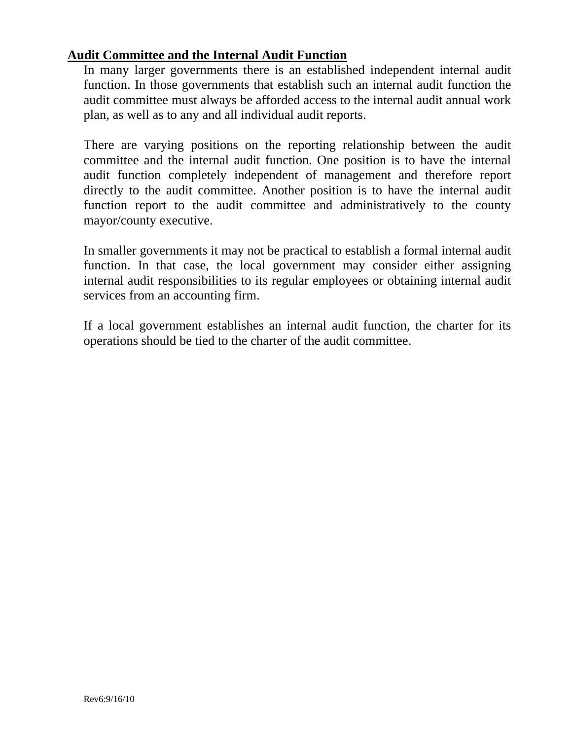**Audit Committee and the Internal Audit Function**

In many larger governments there is an established independent internal audit function. In those governments that establish such an internal audit function the audit committee must always be afforded access to the internal audit annual work plan, as well as to any and all individual audit reports.

There are varying positions on the reporting relationship between the audit committee and the internal audit function. One position is to have the internal audit function completely independent of management and therefore report directly to the audit committee. Another position is to have the internal audit function report to the audit committee and administratively to the county mayor/county executive.

In smaller governments it may not be practical to establish a formal internal audit function. In that case, the local government may consider either assigning internal audit responsibilities to its regular employees or obtaining internal audit services from an accounting firm.

If a local government establishes an internal audit function, the charter for its operations should be tied to the charter of the audit committee.